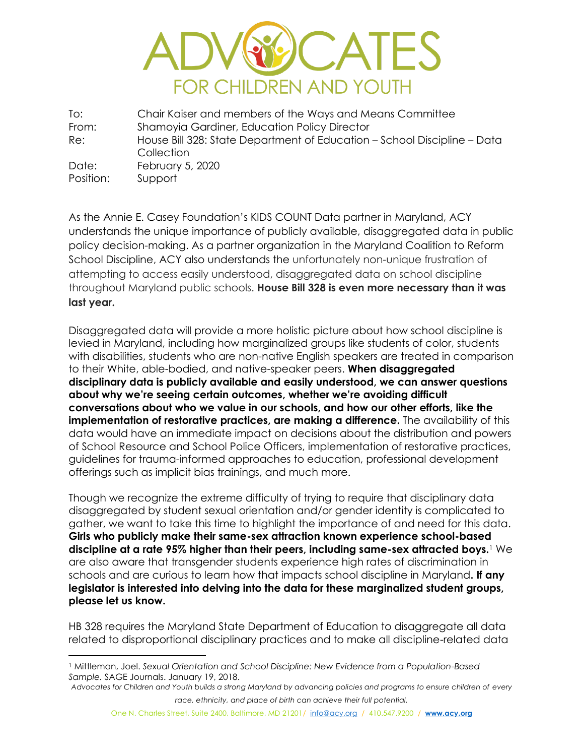ADVOCATES FOR CHILDREN AND YOUTH

| | |
|---|---|
| To: | Chair Kaiser and members of the Ways and Means Committee |
| From: | Shamoyia Gardiner, Education Policy Director |
| Re: | House Bill 328: State Department of Education – School Discipline – Data Collection |
| Date: | February 5, 2020 |
| Position: | Support |

As the Annie E. Casey Foundation's KIDS COUNT Data partner in Maryland, ACY understands the unique importance of publicly available, disaggregated data in public policy decision-making. As a partner organization in the Maryland Coalition to Reform School Discipline, ACY also understands the unfortunately non-unique frustration of attempting to access easily understood, disaggregated data on school discipline throughout Maryland public schools. **House Bill 328 is even more necessary than it was last year.**

Disaggregated data will provide a more holistic picture about how school discipline is levied in Maryland, including how marginalized groups like students of color, students with disabilities, students who are non-native English speakers are treated in comparison to their White, able-bodied, and native-speaker peers. **When disaggregated disciplinary data is publicly available and easily understood, we can answer questions about why we're seeing certain outcomes, whether we're avoiding difficult conversations about who we value in our schools, and how our other efforts, like the implementation of restorative practices, are making a difference.** The availability of this data would have an immediate impact on decisions about the distribution and powers of School Resource and School Police Officers, implementation of restorative practices, guidelines for trauma-informed approaches to education, professional development offerings such as implicit bias trainings, and much more.

Though we recognize the extreme difficulty of trying to require that disciplinary data disaggregated by student sexual orientation and/or gender identity is complicated to gather, we want to take this time to highlight the importance of and need for this data. **Girls who publicly make their same-sex attraction known experience school-based discipline at a rate 95% higher than their peers, including same-sex attracted boys.**[1] We are also aware that transgender students experience high rates of discrimination in schools and are curious to learn how that impacts school discipline in Maryland. **If any legislator is interested into delving into the data for these marginalized student groups, please let us know.**

HB 328 requires the Maryland State Department of Education to disaggregate all data related to disproportional disciplinary practices and to make all discipline-related data

[1] Mittleman, Joel. *Sexual Orientation and School Discipline: New Evidence from a Population-Based Sample.* SAGE Journals. January 19, 2018.

*Advocates for Children and Youth builds a strong Maryland by advancing policies and programs to ensure children of every race, ethnicity, and place of birth can achieve their full potential.*

One N. Charles Street, Suite 2400, Baltimore, MD 21201/ info@acy.org / 410.547.9200 / **www.acy.org**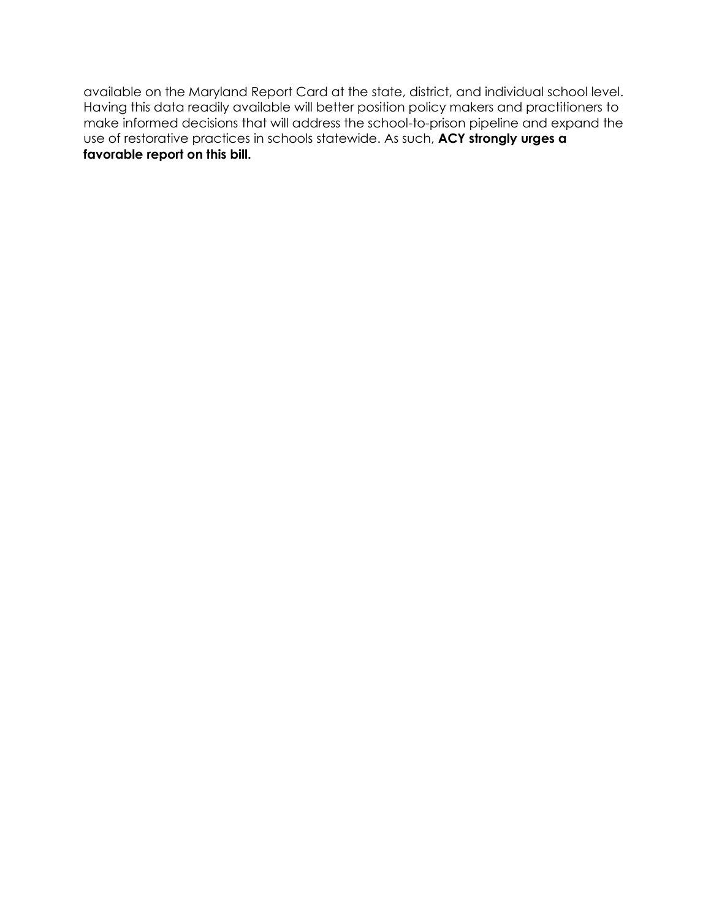available on the Maryland Report Card at the state, district, and individual school level. Having this data readily available will better position policy makers and practitioners to make informed decisions that will address the school-to-prison pipeline and expand the use of restorative practices in schools statewide. As such, **ACY strongly urges a favorable report on this bill.**